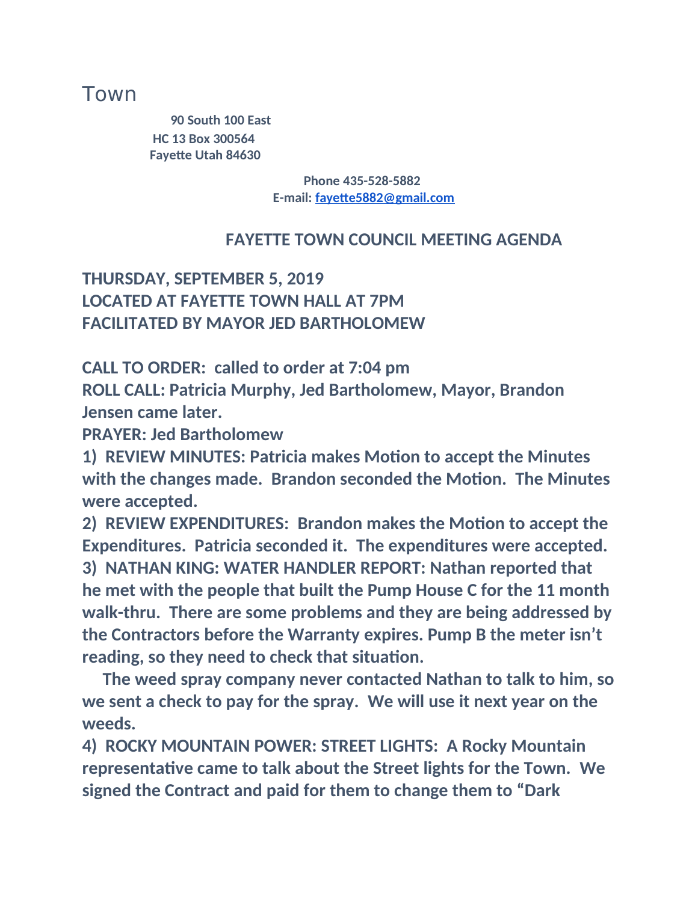Town

90 South 100 East
HC 13 Box 300564
Fayette Utah 84630

Phone 435-528-5882
E-mail: fayette5882@gmail.com

## FAYETTE TOWN COUNCIL MEETING AGENDA

**THURSDAY, SEPTEMBER 5, 2019**
**LOCATED AT FAYETTE TOWN HALL AT 7PM**
**FACILITATED BY MAYOR JED BARTHOLOMEW**

**CALL TO ORDER: called to order at 7:04 pm**
**ROLL CALL: Patricia Murphy, Jed Bartholomew, Mayor, Brandon Jensen came later.**
**PRAYER: Jed Bartholomew**

**1) REVIEW MINUTES: Patricia makes Motion to accept the Minutes with the changes made. Brandon seconded the Motion. The Minutes were accepted.**

**2) REVIEW EXPENDITURES: Brandon makes the Motion to accept the Expenditures. Patricia seconded it. The expenditures were accepted.**

**3) NATHAN KING: WATER HANDLER REPORT: Nathan reported that he met with the people that built the Pump House C for the 11 month walk-thru. There are some problems and they are being addressed by the Contractors before the Warranty expires. Pump B the meter isn't reading, so they need to check that situation.**

**The weed spray company never contacted Nathan to talk to him, so we sent a check to pay for the spray. We will use it next year on the weeds.**

**4) ROCKY MOUNTAIN POWER: STREET LIGHTS: A Rocky Mountain representative came to talk about the Street lights for the Town. We signed the Contract and paid for them to change them to "Dark**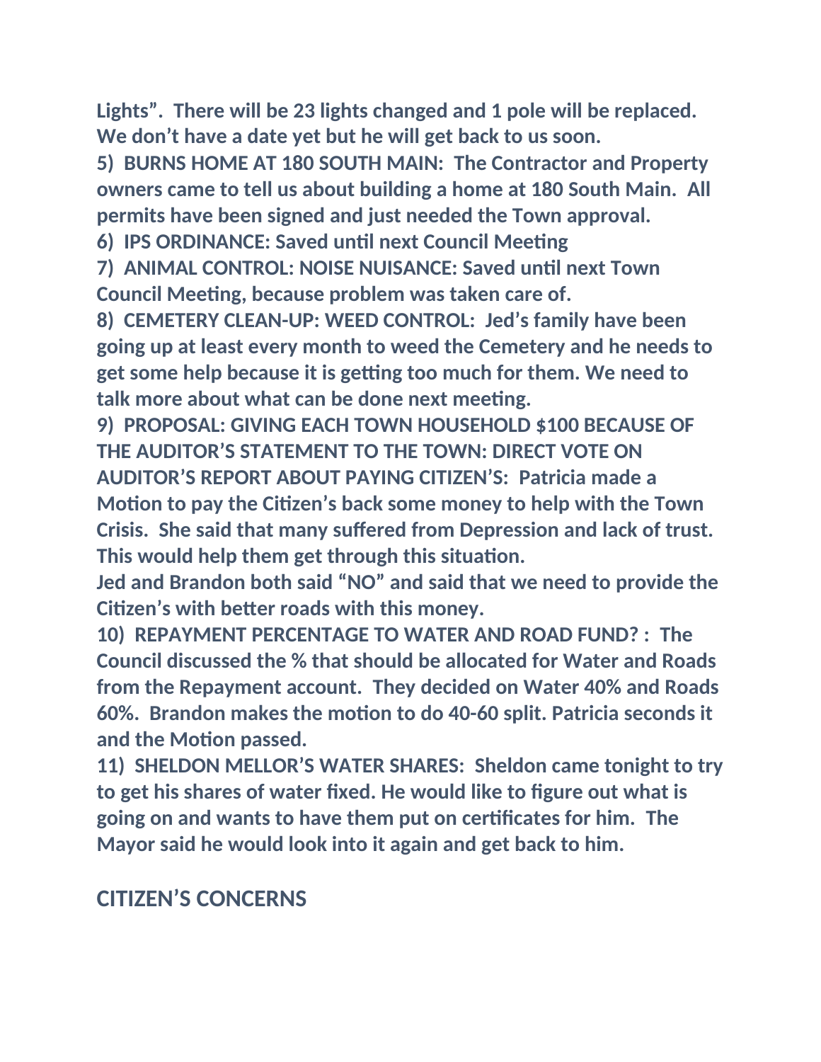**Lights". There will be 23 lights changed and 1 pole will be replaced. We don't have a date yet but he will get back to us soon.**

**5) BURNS HOME AT 180 SOUTH MAIN: The Contractor and Property owners came to tell us about building a home at 180 South Main. All permits have been signed and just needed the Town approval.**

**6) IPS ORDINANCE: Saved until next Council Meeting**

**7) ANIMAL CONTROL: NOISE NUISANCE: Saved until next Town Council Meeting, because problem was taken care of.**

**8) CEMETERY CLEAN-UP: WEED CONTROL: Jed's family have been going up at least every month to weed the Cemetery and he needs to get some help because it is getting too much for them. We need to talk more about what can be done next meeting.**

**9) PROPOSAL: GIVING EACH TOWN HOUSEHOLD $100 BECAUSE OF THE AUDITOR'S STATEMENT TO THE TOWN: DIRECT VOTE ON AUDITOR'S REPORT ABOUT PAYING CITIZEN'S: Patricia made a Motion to pay the Citizen's back some money to help with the Town Crisis. She said that many suffered from Depression and lack of trust. This would help them get through this situation.**

**Jed and Brandon both said "NO" and said that we need to provide the Citizen's with better roads with this money.**

**10) REPAYMENT PERCENTAGE TO WATER AND ROAD FUND? : The Council discussed the % that should be allocated for Water and Roads from the Repayment account. They decided on Water 40% and Roads 60%. Brandon makes the motion to do 40-60 split. Patricia seconds it and the Motion passed.**

**11) SHELDON MELLOR'S WATER SHARES: Sheldon came tonight to try to get his shares of water fixed. He would like to figure out what is going on and wants to have them put on certificates for him. The Mayor said he would look into it again and get back to him.**

## CITIZEN'S CONCERNS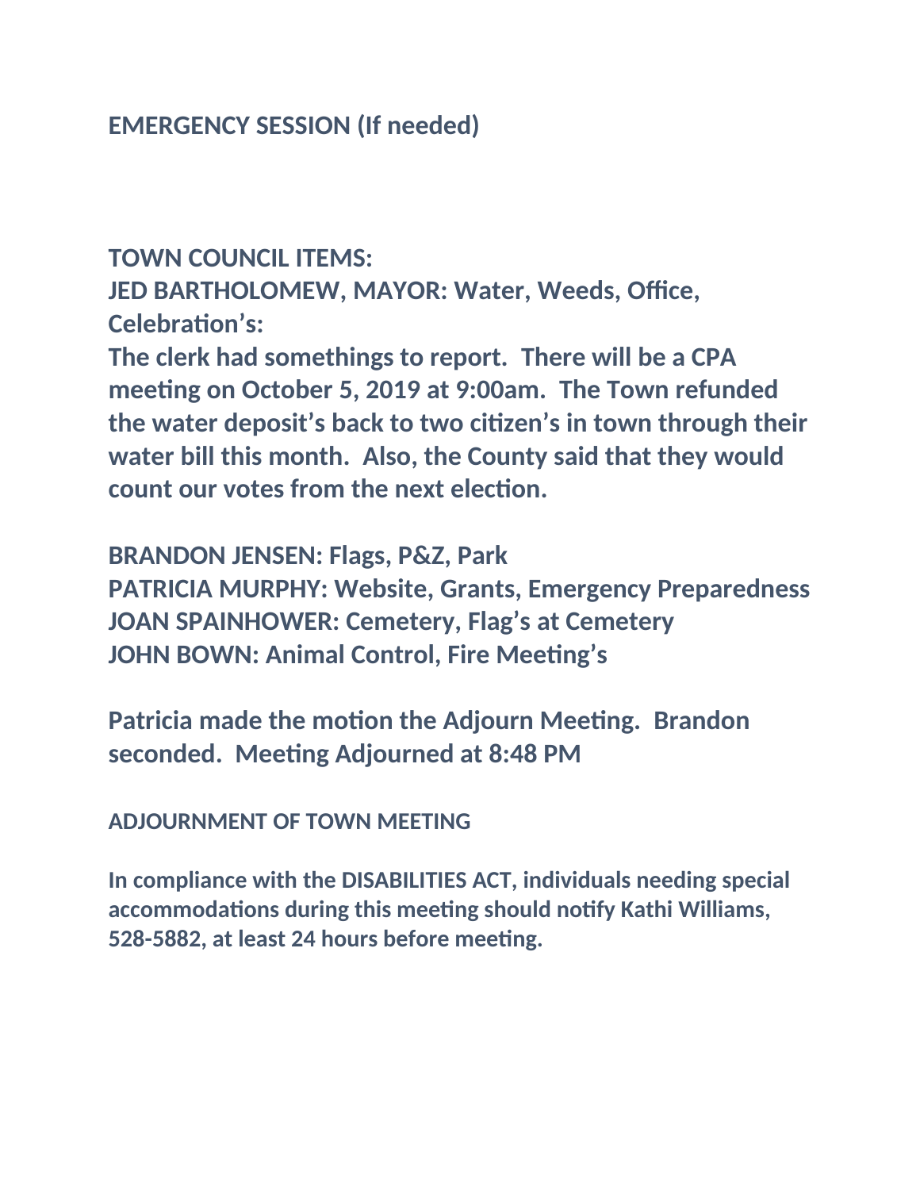**EMERGENCY SESSION (If needed)**

**TOWN COUNCIL ITEMS:**

**JED BARTHOLOMEW, MAYOR: Water, Weeds, Office, Celebration's:**

**The clerk had somethings to report. There will be a CPA meeting on October 5, 2019 at 9:00am. The Town refunded the water deposit's back to two citizen's in town through their water bill this month. Also, the County said that they would count our votes from the next election.**

**BRANDON JENSEN: Flags, P&Z, Park**

**PATRICIA MURPHY: Website, Grants, Emergency Preparedness**

**JOAN SPAINHOWER: Cemetery, Flag's at Cemetery**

**JOHN BOWN: Animal Control, Fire Meeting's**

**Patricia made the motion the Adjourn Meeting. Brandon seconded. Meeting Adjourned at 8:48 PM**

**ADJOURNMENT OF TOWN MEETING**

**In compliance with the DISABILITIES ACT, individuals needing special accommodations during this meeting should notify Kathi Williams, 528-5882, at least 24 hours before meeting.**